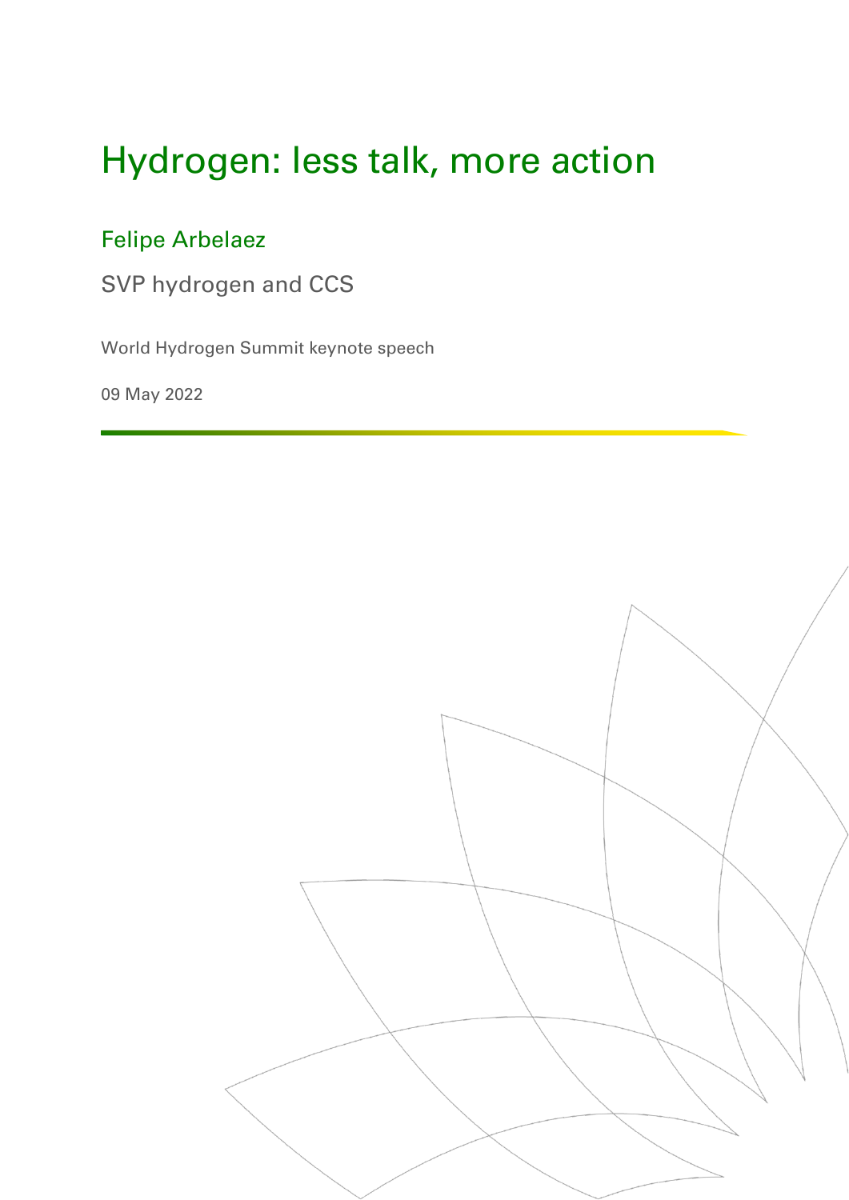# Hydrogen: less talk, more action

## Felipe Arbelaez

SVP hydrogen and CCS

World Hydrogen Summit keynote speech

09 May 2022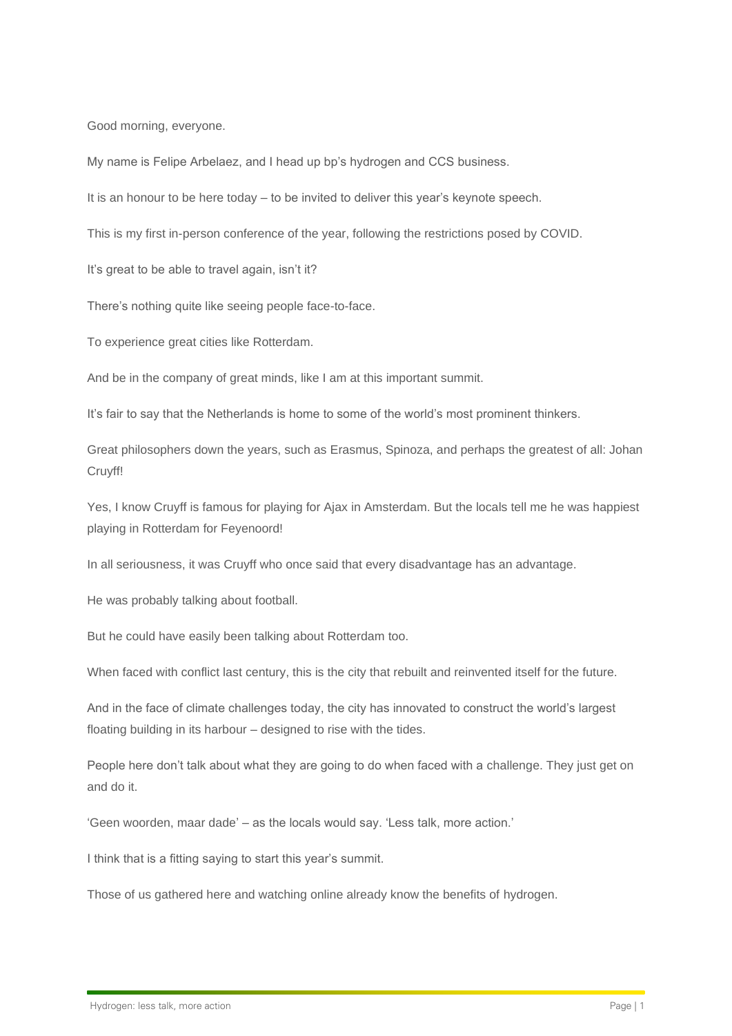Good morning, everyone.

My name is Felipe Arbelaez, and I head up bp's hydrogen and CCS business.

It is an honour to be here today – to be invited to deliver this year's keynote speech.

This is my first in-person conference of the year, following the restrictions posed by COVID.

It's great to be able to travel again, isn't it?

There's nothing quite like seeing people face-to-face.

To experience great cities like Rotterdam.

And be in the company of great minds, like I am at this important summit.

It's fair to say that the Netherlands is home to some of the world's most prominent thinkers.

Great philosophers down the years, such as Erasmus, Spinoza, and perhaps the greatest of all: Johan Cruyff!

Yes, I know Cruyff is famous for playing for Ajax in Amsterdam. But the locals tell me he was happiest playing in Rotterdam for Feyenoord!

In all seriousness, it was Cruyff who once said that every disadvantage has an advantage.

He was probably talking about football.

But he could have easily been talking about Rotterdam too.

When faced with conflict last century, this is the city that rebuilt and reinvented itself for the future.

And in the face of climate challenges today, the city has innovated to construct the world's largest floating building in its harbour – designed to rise with the tides.

People here don't talk about what they are going to do when faced with a challenge. They just get on and do it.

'Geen woorden, maar dade' – as the locals would say. 'Less talk, more action.'

I think that is a fitting saying to start this year's summit.

Those of us gathered here and watching online already know the benefits of hydrogen.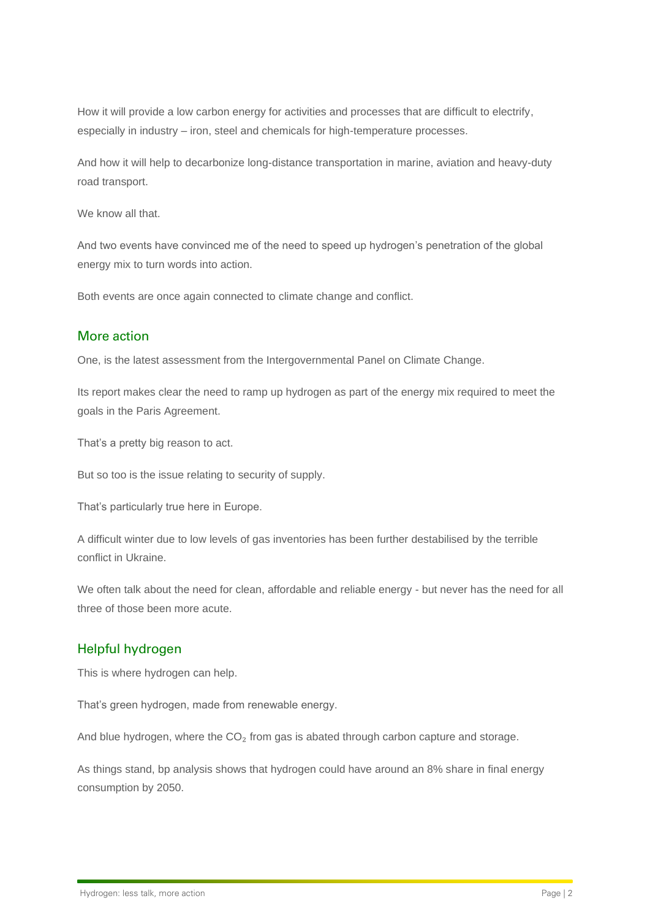How it will provide a low carbon energy for activities and processes that are difficult to electrify, especially in industry – iron, steel and chemicals for high-temperature processes.

And how it will help to decarbonize long-distance transportation in marine, aviation and heavy-duty road transport.

We know all that.

And two events have convinced me of the need to speed up hydrogen's penetration of the global energy mix to turn words into action.

Both events are once again connected to climate change and conflict.

## More action

One, is the latest assessment from the Intergovernmental Panel on Climate Change.

Its report makes clear the need to ramp up hydrogen as part of the energy mix required to meet the goals in the Paris Agreement.

That's a pretty big reason to act.

But so too is the issue relating to security of supply.

That's particularly true here in Europe.

A difficult winter due to low levels of gas inventories has been further destabilised by the terrible conflict in Ukraine.

We often talk about the need for clean, affordable and reliable energy - but never has the need for all three of those been more acute.

## Helpful hydrogen

This is where hydrogen can help.

That's green hydrogen, made from renewable energy.

And blue hydrogen, where the $CO_2$ from gas is abated through carbon capture and storage.

As things stand, bp analysis shows that hydrogen could have around an 8% share in final energy consumption by 2050.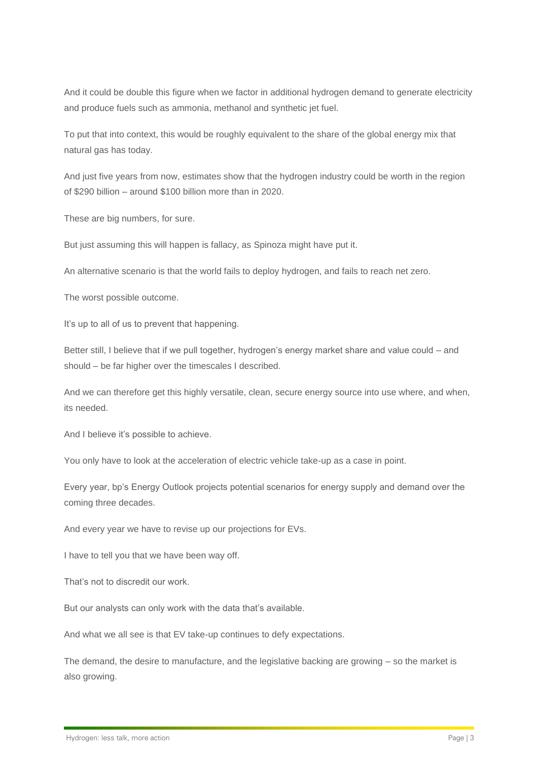And it could be double this figure when we factor in additional hydrogen demand to generate electricity and produce fuels such as ammonia, methanol and synthetic jet fuel.

To put that into context, this would be roughly equivalent to the share of the global energy mix that natural gas has today.

And just five years from now, estimates show that the hydrogen industry could be worth in the region of $290 billion – around $100 billion more than in 2020.

These are big numbers, for sure.

But just assuming this will happen is fallacy, as Spinoza might have put it.

An alternative scenario is that the world fails to deploy hydrogen, and fails to reach net zero.

The worst possible outcome.

It's up to all of us to prevent that happening.

Better still, I believe that if we pull together, hydrogen's energy market share and value could – and should – be far higher over the timescales I described.

And we can therefore get this highly versatile, clean, secure energy source into use where, and when, its needed.

And I believe it's possible to achieve.

You only have to look at the acceleration of electric vehicle take-up as a case in point.

Every year, bp's Energy Outlook projects potential scenarios for energy supply and demand over the coming three decades.

And every year we have to revise up our projections for EVs.

I have to tell you that we have been way off.

That's not to discredit our work.

But our analysts can only work with the data that's available.

And what we all see is that EV take-up continues to defy expectations.

The demand, the desire to manufacture, and the legislative backing are growing – so the market is also growing.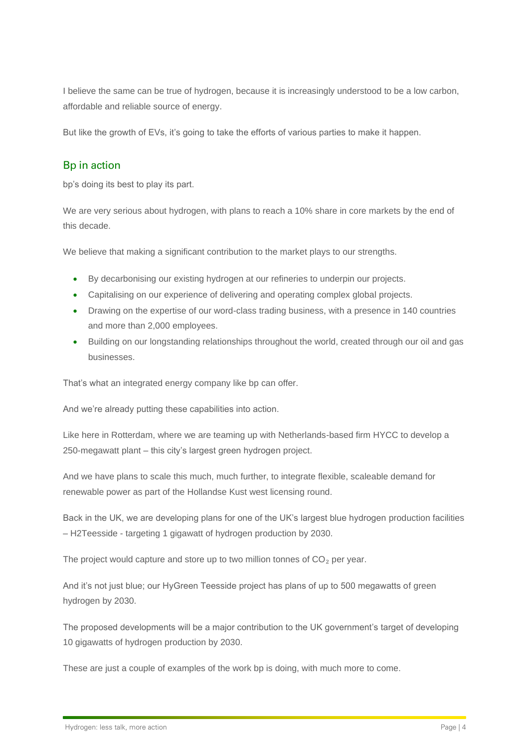I believe the same can be true of hydrogen, because it is increasingly understood to be a low carbon, affordable and reliable source of energy.

But like the growth of EVs, it's going to take the efforts of various parties to make it happen.

## Bp in action

bp's doing its best to play its part.

We are very serious about hydrogen, with plans to reach a 10% share in core markets by the end of this decade.

We believe that making a significant contribution to the market plays to our strengths.

- By decarbonising our existing hydrogen at our refineries to underpin our projects.
- Capitalising on our experience of delivering and operating complex global projects.
- Drawing on the expertise of our word-class trading business, with a presence in 140 countries and more than 2,000 employees.
- Building on our longstanding relationships throughout the world, created through our oil and gas businesses.

That's what an integrated energy company like bp can offer.

And we're already putting these capabilities into action.

Like here in Rotterdam, where we are teaming up with Netherlands-based firm HYCC to develop a 250-megawatt plant – this city's largest green hydrogen project.

And we have plans to scale this much, much further, to integrate flexible, scaleable demand for renewable power as part of the Hollandse Kust west licensing round.

Back in the UK, we are developing plans for one of the UK's largest blue hydrogen production facilities – H2Teesside - targeting 1 gigawatt of hydrogen production by 2030.

The project would capture and store up to two million tonnes of $CO_2$ per year.

And it's not just blue; our HyGreen Teesside project has plans of up to 500 megawatts of green hydrogen by 2030.

The proposed developments will be a major contribution to the UK government's target of developing 10 gigawatts of hydrogen production by 2030.

These are just a couple of examples of the work bp is doing, with much more to come.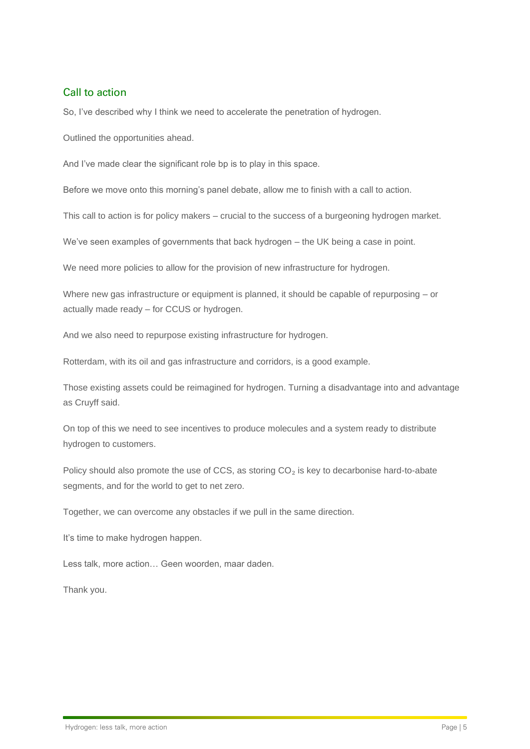## Call to action

So, I've described why I think we need to accelerate the penetration of hydrogen.

Outlined the opportunities ahead.

And I've made clear the significant role bp is to play in this space.

Before we move onto this morning's panel debate, allow me to finish with a call to action.

This call to action is for policy makers – crucial to the success of a burgeoning hydrogen market.

We've seen examples of governments that back hydrogen – the UK being a case in point.

We need more policies to allow for the provision of new infrastructure for hydrogen.

Where new gas infrastructure or equipment is planned, it should be capable of repurposing – or actually made ready – for CCUS or hydrogen.

And we also need to repurpose existing infrastructure for hydrogen.

Rotterdam, with its oil and gas infrastructure and corridors, is a good example.

Those existing assets could be reimagined for hydrogen. Turning a disadvantage into and advantage as Cruyff said.

On top of this we need to see incentives to produce molecules and a system ready to distribute hydrogen to customers.

Policy should also promote the use of CCS, as storing $CO_2$ is key to decarbonise hard-to-abate segments, and for the world to get to net zero.

Together, we can overcome any obstacles if we pull in the same direction.

It's time to make hydrogen happen.

Less talk, more action… Geen woorden, maar daden.

Thank you.